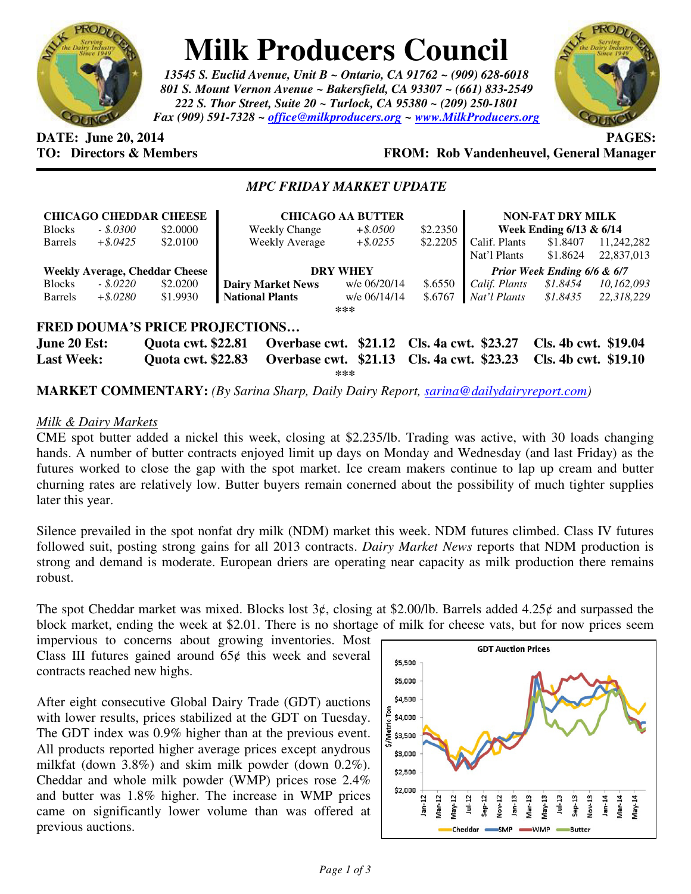# Milk Producers Council

*13545 S. Euclid Avenue, Unit B ~ Ontario, CA 91762 ~ (909) 628-6018*
*801 S. Mount Vernon Avenue ~ Bakersfield, CA 93307 ~ (661) 833-2549*
*222 S. Thor Street, Suite 20 ~ Turlock, CA 95380 ~ (209) 250-1801*
*Fax (909) 591-7328 ~ office@milkproducers.org ~ www.MilkProducers.org*

**DATE: June 20, 2014** **PAGES:**
**TO: Directors & Members** **FROM: Rob Vandenheuvel, General Manager**

## *MPC FRIDAY MARKET UPDATE*

| **CHICAGO CHEDDAR CHEESE** | | |
|---|---|---|
| Blocks | *- $.0300* | $2.0000 |
| Barrels | *+$.0425* | $2.0100 |
| **Weekly Average, Cheddar Cheese** | | |
| Blocks | *- $.0220* | $2.0200 |
| Barrels | *+$.0280* | $1.9930 |

| **CHICAGO AA BUTTER** | | |
|---|---|---|
| Weekly Change | *+$.0500* | $2.2350 |
| Weekly Average | *+$.0255* | $2.2205 |
| **DRY WHEY** | | |
| **Dairy Market News** | w/e 06/20/14 | $.6550 |
| **National Plants** | w/e 06/14/14 | $.6767 |

| **NON-FAT DRY MILK** | | |
|---|---|---|
| **Week Ending 6/13 & 6/14** | | |
| Calif. Plants | $1.8407 | 11,242,282 |
| Nat'l Plants | $1.8624 | 22,837,013 |
| ***Prior Week Ending 6/6 & 6/7*** | | |
| *Calif. Plants* | *$1.8454* | *10,162,093* |
| *Nat'l Plants* | *$1.8435* | *22,318,229* |

***

### FRED DOUMA'S PRICE PROJECTIONS…

| | | | | |
|---|---|---|---|---|
| **June 20 Est:** | **Quota cwt. $22.81** | **Overbase cwt. $21.12** | **Cls. 4a cwt. $23.27** | **Cls. 4b cwt. $19.04** |
| **Last Week:** | **Quota cwt. $22.83** | **Overbase cwt. $21.13** | **Cls. 4a cwt. $23.23** | **Cls. 4b cwt. $19.10** |

***

**MARKET COMMENTARY:** *(By Sarina Sharp, Daily Dairy Report, sarina@dailydairyreport.com)*

*Milk & Dairy Markets*

CME spot butter added a nickel this week, closing at $2.235/lb. Trading was active, with 30 loads changing hands. A number of butter contracts enjoyed limit up days on Monday and Wednesday (and last Friday) as the futures worked to close the gap with the spot market. Ice cream makers continue to lap up cream and butter churning rates are relatively low. Butter buyers remain conerned about the possibility of much tighter supplies later this year.

Silence prevailed in the spot nonfat dry milk (NDM) market this week. NDM futures climbed. Class IV futures followed suit, posting strong gains for all 2013 contracts. *Dairy Market News* reports that NDM production is strong and demand is moderate. European driers are operating near capacity as milk production there remains robust.

The spot Cheddar market was mixed. Blocks lost 3¢, closing at $2.00/lb. Barrels added 4.25¢ and surpassed the block market, ending the week at $2.01. There is no shortage of milk for cheese vats, but for now prices seem impervious to concerns about growing inventories. Most Class III futures gained around 65¢ this week and several contracts reached new highs.

After eight consecutive Global Dairy Trade (GDT) auctions with lower results, prices stabilized at the GDT on Tuesday. The GDT index was 0.9% higher than at the previous event. All products reported higher average prices except anydrous milkfat (down 3.8%) and skim milk powder (down 0.2%). Cheddar and whole milk powder (WMP) prices rose 2.4% and butter was 1.8% higher. The increase in WMP prices came on significantly lower volume than was offered at previous auctions.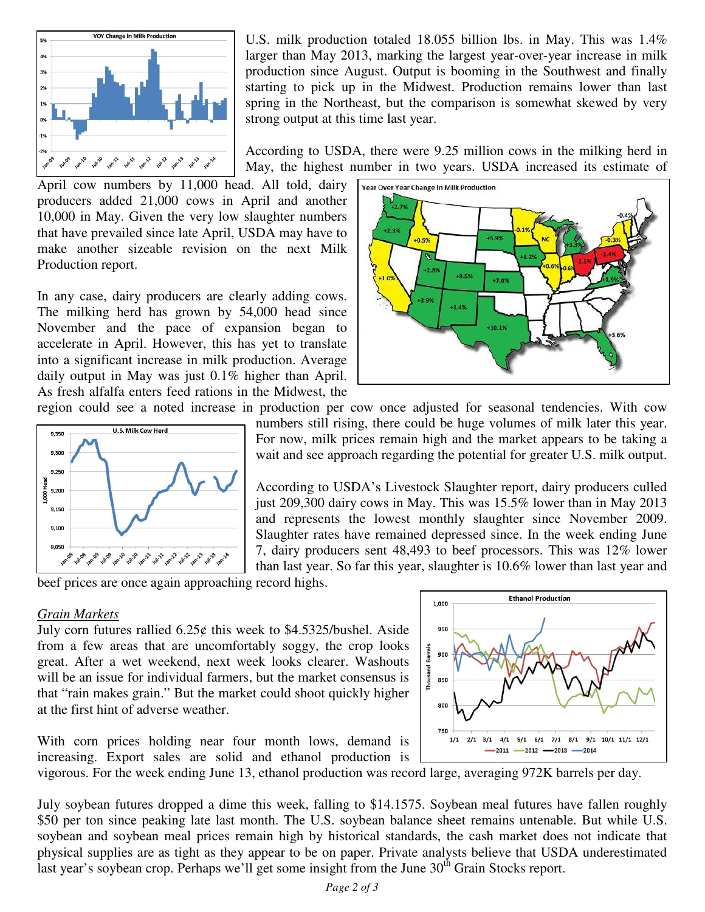U.S. milk production totaled 18.055 billion lbs. in May. This was 1.4% larger than May 2013, marking the largest year-over-year increase in milk production since August. Output is booming in the Southwest and finally starting to pick up in the Midwest. Production remains lower than last spring in the Northeast, but the comparison is somewhat skewed by very strong output at this time last year.

According to USDA, there were 9.25 million cows in the milking herd in May, the highest number in two years. USDA increased its estimate of April cow numbers by 11,000 head. All told, dairy producers added 21,000 cows in April and another 10,000 in May. Given the very low slaughter numbers that have prevailed since late April, USDA may have to make another sizeable revision on the next Milk Production report.

In any case, dairy producers are clearly adding cows. The milking herd has grown by 54,000 head since November and the pace of expansion began to accelerate in April. However, this has yet to translate into a significant increase in milk production. Average daily output in May was just 0.1% higher than April. As fresh alfalfa enters feed rations in the Midwest, the region could see a noted increase in production per cow once adjusted for seasonal tendencies. With cow numbers still rising, there could be huge volumes of milk later this year. For now, milk prices remain high and the market appears to be taking a wait and see approach regarding the potential for greater U.S. milk output.

According to USDA's Livestock Slaughter report, dairy producers culled just 209,300 dairy cows in May. This was 15.5% lower than in May 2013 and represents the lowest monthly slaughter since November 2009. Slaughter rates have remained depressed since. In the week ending June 7, dairy producers sent 48,493 to beef processors. This was 12% lower than last year. So far this year, slaughter is 10.6% lower than last year and beef prices are once again approaching record highs.

## *Grain Markets*

July corn futures rallied 6.25¢ this week to $4.5325/bushel. Aside from a few areas that are uncomfortably soggy, the crop looks great. After a wet weekend, next week looks clearer. Washouts will be an issue for individual farmers, but the market consensus is that "rain makes grain." But the market could shoot quickly higher at the first hint of adverse weather.

With corn prices holding near four month lows, demand is increasing. Export sales are solid and ethanol production is vigorous. For the week ending June 13, ethanol production was record large, averaging 972K barrels per day.

July soybean futures dropped a dime this week, falling to $14.1575. Soybean meal futures have fallen roughly $50 per ton since peaking late last month. The U.S. soybean balance sheet remains untenable. But while U.S. soybean and soybean meal prices remain high by historical standards, the cash market does not indicate that physical supplies are as tight as they appear to be on paper. Private analysts believe that USDA underestimated last year's soybean crop. Perhaps we'll get some insight from the June 30th Grain Stocks report.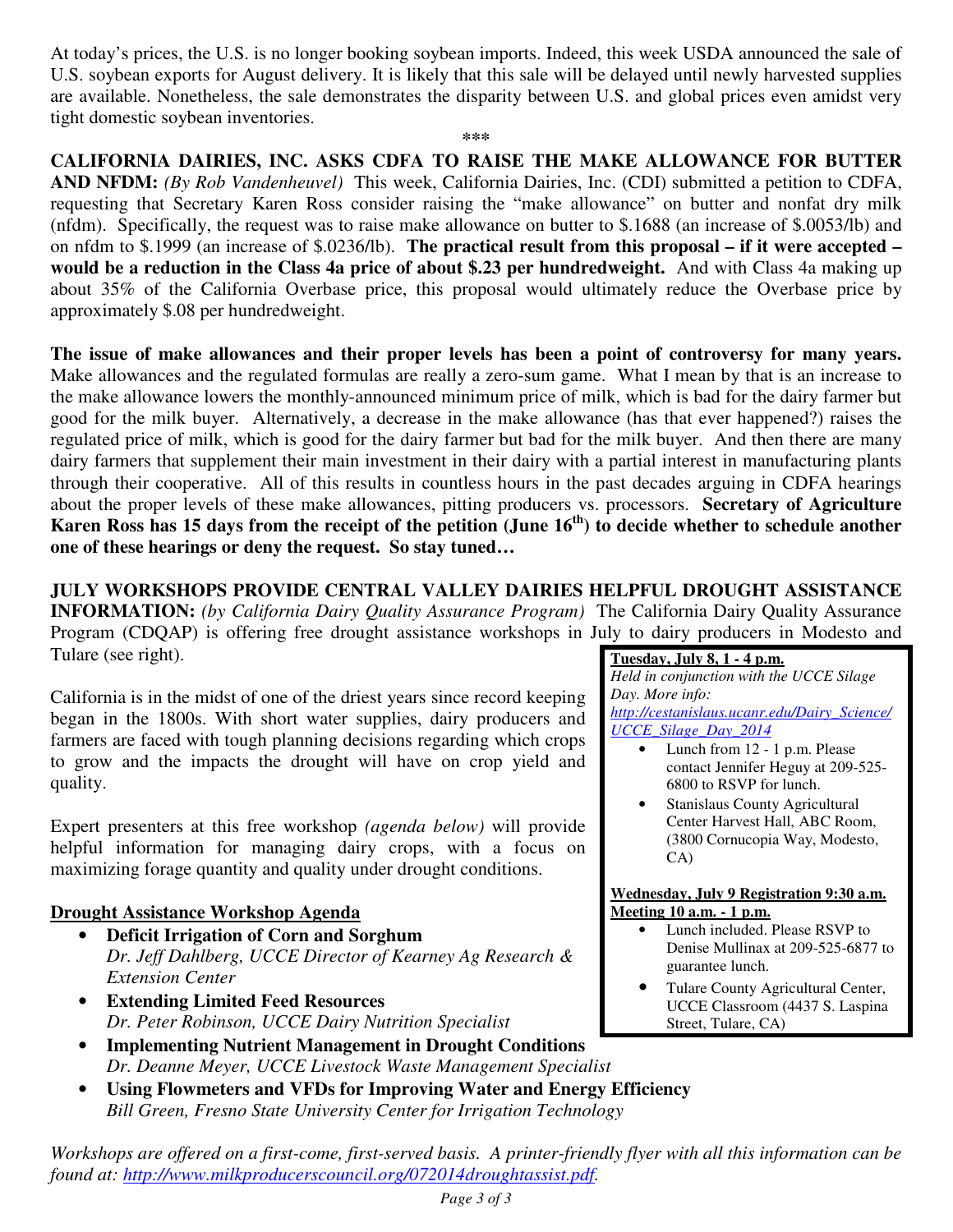At today's prices, the U.S. is no longer booking soybean imports. Indeed, this week USDA announced the sale of U.S. soybean exports for August delivery. It is likely that this sale will be delayed until newly harvested supplies are available. Nonetheless, the sale demonstrates the disparity between U.S. and global prices even amidst very tight domestic soybean inventories.

\*\*\*

**CALIFORNIA DAIRIES, INC. ASKS CDFA TO RAISE THE MAKE ALLOWANCE FOR BUTTER AND NFDM:** *(By Rob Vandenheuvel)* This week, California Dairies, Inc. (CDI) submitted a petition to CDFA, requesting that Secretary Karen Ross consider raising the "make allowance" on butter and nonfat dry milk (nfdm). Specifically, the request was to raise make allowance on butter to $.1688 (an increase of $.0053/lb) and on nfdm to $.1999 (an increase of $.0236/lb). **The practical result from this proposal – if it were accepted – would be a reduction in the Class 4a price of about $.23 per hundredweight.** And with Class 4a making up about 35% of the California Overbase price, this proposal would ultimately reduce the Overbase price by approximately $.08 per hundredweight.

**The issue of make allowances and their proper levels has been a point of controversy for many years.** Make allowances and the regulated formulas are really a zero-sum game. What I mean by that is an increase to the make allowance lowers the monthly-announced minimum price of milk, which is bad for the dairy farmer but good for the milk buyer. Alternatively, a decrease in the make allowance (has that ever happened?) raises the regulated price of milk, which is good for the dairy farmer but bad for the milk buyer. And then there are many dairy farmers that supplement their main investment in their dairy with a partial interest in manufacturing plants through their cooperative. All of this results in countless hours in the past decades arguing in CDFA hearings about the proper levels of these make allowances, pitting producers vs. processors. **Secretary of Agriculture Karen Ross has 15 days from the receipt of the petition (June 16th) to decide whether to schedule another one of these hearings or deny the request. So stay tuned…**

**JULY WORKSHOPS PROVIDE CENTRAL VALLEY DAIRIES HELPFUL DROUGHT ASSISTANCE INFORMATION:** *(by California Dairy Quality Assurance Program)* The California Dairy Quality Assurance Program (CDQAP) is offering free drought assistance workshops in July to dairy producers in Modesto and Tulare (see right).

California is in the midst of one of the driest years since record keeping began in the 1800s. With short water supplies, dairy producers and farmers are faced with tough planning decisions regarding which crops to grow and the impacts the drought will have on crop yield and quality.

Expert presenters at this free workshop *(agenda below)* will provide helpful information for managing dairy crops, with a focus on maximizing forage quantity and quality under drought conditions.

**Tuesday, July 8, 1 - 4 p.m.**

*Held in conjunction with the UCCE Silage Day. More info: http://cestanislaus.ucanr.edu/Dairy_Science/UCCE_Silage_Day_2014*

- Lunch from 12 - 1 p.m. Please contact Jennifer Heguy at 209-525-6800 to RSVP for lunch.
- Stanislaus County Agricultural Center Harvest Hall, ABC Room, (3800 Cornucopia Way, Modesto, CA)

**Wednesday, July 9 Registration 9:30 a.m. Meeting 10 a.m. - 1 p.m.**

- Lunch included. Please RSVP to Denise Mullinax at 209-525-6877 to guarantee lunch.
- Tulare County Agricultural Center, UCCE Classroom (4437 S. Laspina Street, Tulare, CA)

**Drought Assistance Workshop Agenda**

- **Deficit Irrigation of Corn and Sorghum**
  *Dr. Jeff Dahlberg, UCCE Director of Kearney Ag Research & Extension Center*
- **Extending Limited Feed Resources**
  *Dr. Peter Robinson, UCCE Dairy Nutrition Specialist*
- **Implementing Nutrient Management in Drought Conditions**
  *Dr. Deanne Meyer, UCCE Livestock Waste Management Specialist*
- **Using Flowmeters and VFDs for Improving Water and Energy Efficiency**
  *Bill Green, Fresno State University Center for Irrigation Technology*

*Workshops are offered on a first-come, first-served basis. A printer-friendly flyer with all this information can be found at: http://www.milkproducerscouncil.org/072014droughtassist.pdf.*